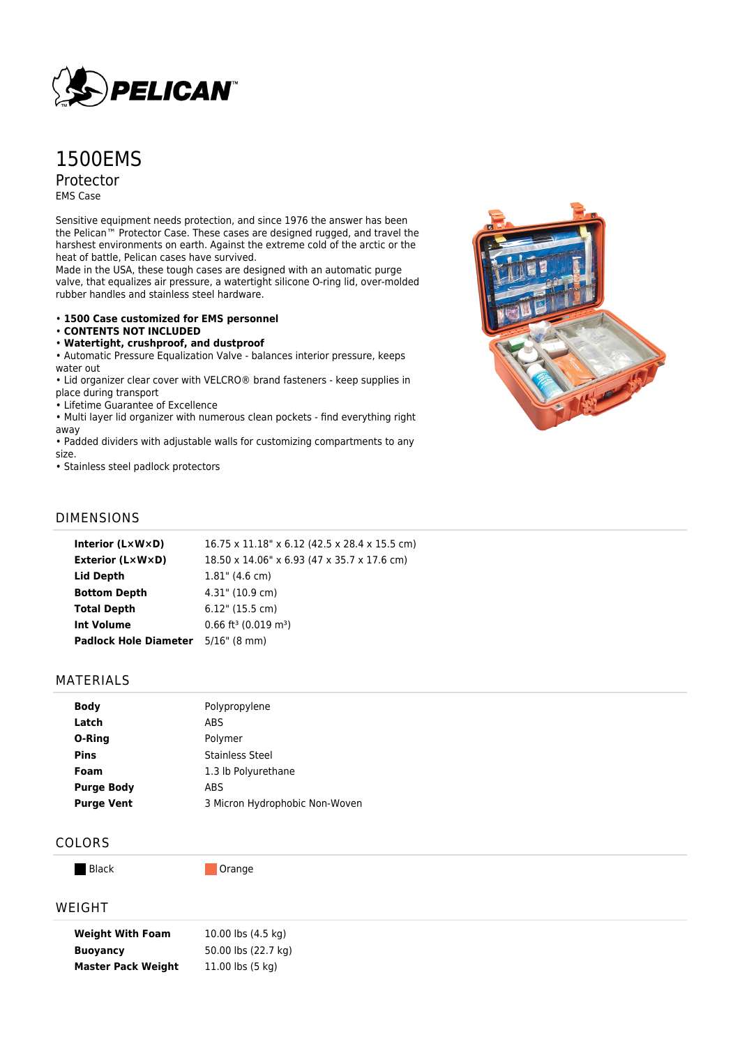# 1500EMS

## Protector

EMS Case

Sensitive equipment needs protection, and since 1976 the answer has been the Pelican™ Protector Case. These cases are designed rugged, and travel the harshest environments on earth. Against the extreme cold of the arctic or the heat of battle, Pelican cases have survived.
Made in the USA, these tough cases are designed with an automatic purge valve, that equalizes air pressure, a watertight silicone O-ring lid, over-molded rubber handles and stainless steel hardware.

- **1500 Case customized for EMS personnel**
- **CONTENTS NOT INCLUDED**
- **Watertight, crushproof, and dustproof**
- Automatic Pressure Equalization Valve - balances interior pressure, keeps water out
- Lid organizer clear cover with VELCRO® brand fasteners - keep supplies in place during transport
- Lifetime Guarantee of Excellence
- Multi layer lid organizer with numerous clean pockets - find everything right away
- Padded dividers with adjustable walls for customizing compartments to any size.
- Stainless steel padlock protectors

## DIMENSIONS

| | |
|---|---|
| **Interior (L×W×D)** | 16.75 x 11.18" x 6.12 (42.5 x 28.4 x 15.5 cm) |
| **Exterior (L×W×D)** | 18.50 x 14.06" x 6.93 (47 x 35.7 x 17.6 cm) |
| **Lid Depth** | 1.81" (4.6 cm) |
| **Bottom Depth** | 4.31" (10.9 cm) |
| **Total Depth** | 6.12" (15.5 cm) |
| **Int Volume** | 0.66 ft³ (0.019 m³) |
| **Padlock Hole Diameter** | 5/16" (8 mm) |

## MATERIALS

| | |
|---|---|
| **Body** | Polypropylene |
| **Latch** | ABS |
| **O-Ring** | Polymer |
| **Pins** | Stainless Steel |
| **Foam** | 1.3 lb Polyurethane |
| **Purge Body** | ABS |
| **Purge Vent** | 3 Micron Hydrophobic Non-Woven |

## COLORS

Black    Orange

## WEIGHT

| | |
|---|---|
| **Weight With Foam** | 10.00 lbs (4.5 kg) |
| **Buoyancy** | 50.00 lbs (22.7 kg) |
| **Master Pack Weight** | 11.00 lbs (5 kg) |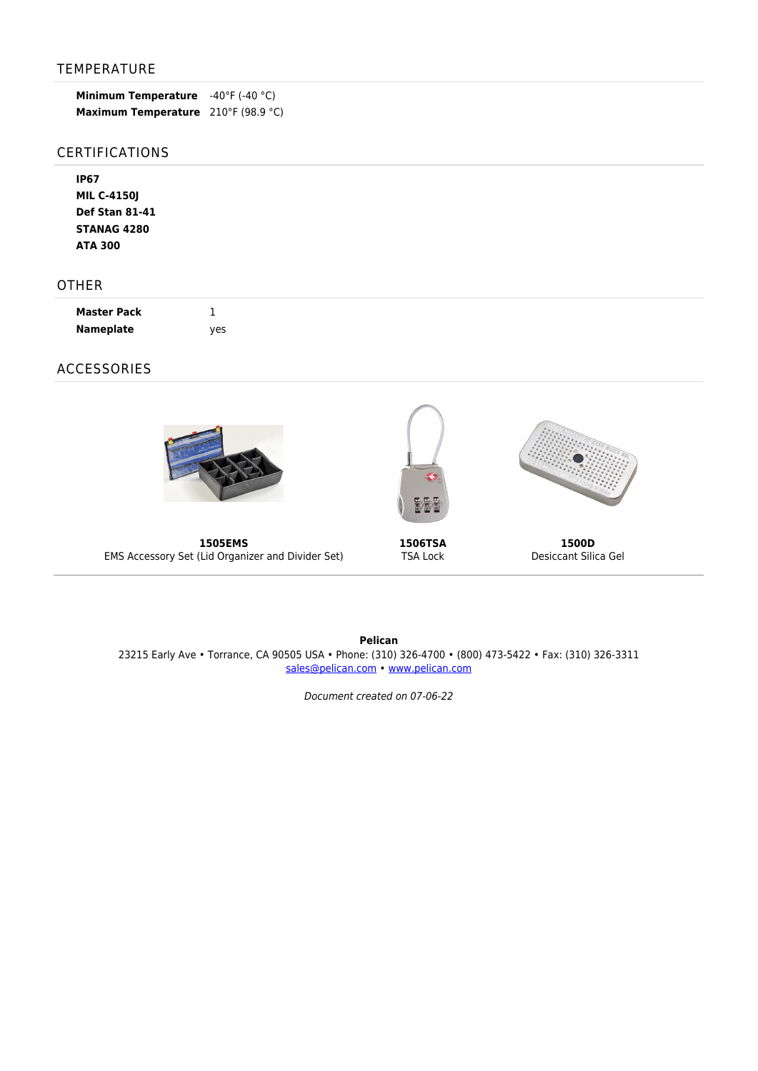## TEMPERATURE

| | |
|---|---|
| **Minimum Temperature** | -40°F (-40 °C) |
| **Maximum Temperature** | 210°F (98.9 °C) |

## CERTIFICATIONS

**IP67**
**MIL C-4150J**
**Def Stan 81-41**
**STANAG 4280**
**ATA 300**

## OTHER

| | |
|---|---|
| **Master Pack** | 1 |
| **Nameplate** | yes |

## ACCESSORIES

**1505EMS**
EMS Accessory Set (Lid Organizer and Divider Set)

**1506TSA**
TSA Lock

**1500D**
Desiccant Silica Gel

**Pelican**
23215 Early Ave • Torrance, CA 90505 USA • Phone: (310) 326-4700 • (800) 473-5422 • Fax: (310) 326-3311
sales@pelican.com • www.pelican.com

*Document created on 07-06-22*